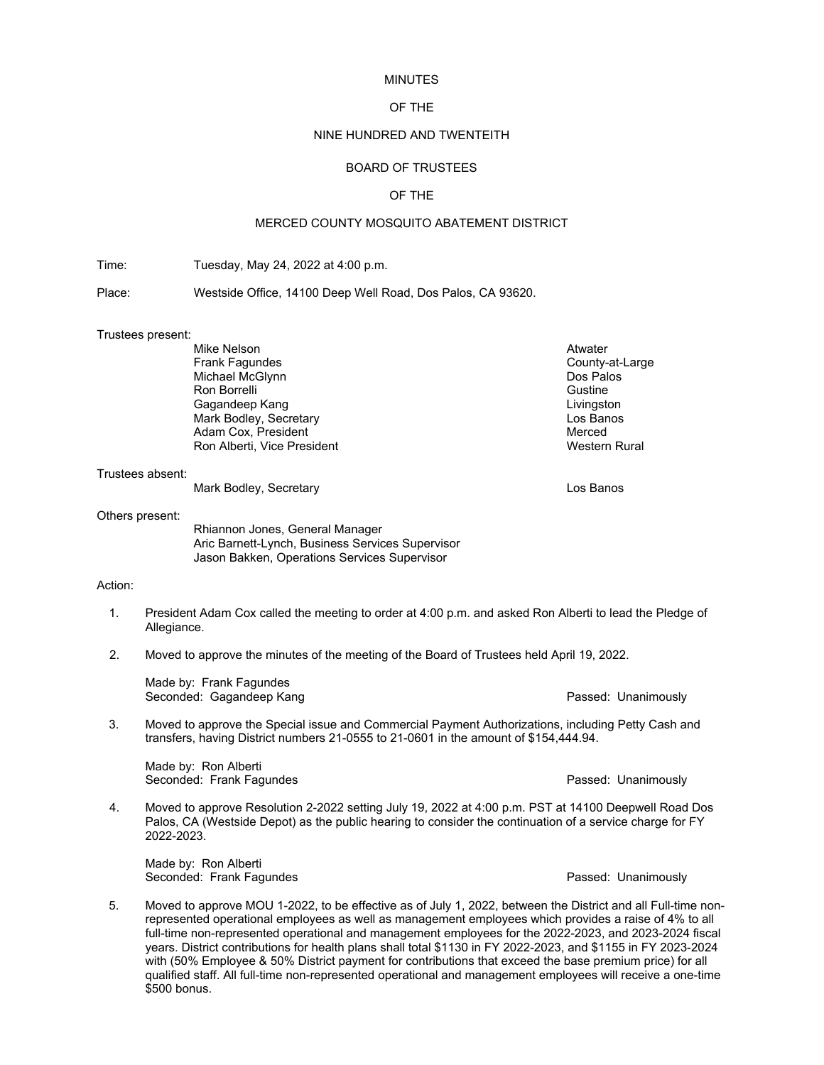MINUTES

OF THE

NINE HUNDRED AND TWENTEITH

BOARD OF TRUSTEES

OF THE

MERCED COUNTY MOSQUITO ABATEMENT DISTRICT

Time: Tuesday, May 24, 2022 at 4:00 p.m.

Place: Westside Office, 14100 Deep Well Road, Dos Palos, CA 93620.

Trustees present:

| | |
|---|---|
| Mike Nelson | Atwater |
| Frank Fagundes | County-at-Large |
| Michael McGlynn | Dos Palos |
| Ron Borrelli | Gustine |
| Gagandeep Kang | Livingston |
| Mark Bodley, Secretary | Los Banos |
| Adam Cox, President | Merced |
| Ron Alberti, Vice President | Western Rural |

Trustees absent:

| | |
|---|---|
| Mark Bodley, Secretary | Los Banos |

Others present:

Rhiannon Jones, General Manager
Aric Barnett-Lynch, Business Services Supervisor
Jason Bakken, Operations Services Supervisor

Action:

1. President Adam Cox called the meeting to order at 4:00 p.m. and asked Ron Alberti to lead the Pledge of Allegiance.

2. Moved to approve the minutes of the meeting of the Board of Trustees held April 19, 2022.

   Made by: Frank Fagundes
   Seconded: Gagandeep Kang — Passed: Unanimously

3. Moved to approve the Special issue and Commercial Payment Authorizations, including Petty Cash and transfers, having District numbers 21-0555 to 21-0601 in the amount of $154,444.94.

   Made by: Ron Alberti
   Seconded: Frank Fagundes — Passed: Unanimously

4. Moved to approve Resolution 2-2022 setting July 19, 2022 at 4:00 p.m. PST at 14100 Deepwell Road Dos Palos, CA (Westside Depot) as the public hearing to consider the continuation of a service charge for FY 2022-2023.

   Made by: Ron Alberti
   Seconded: Frank Fagundes — Passed: Unanimously

5. Moved to approve MOU 1-2022, to be effective as of July 1, 2022, between the District and all Full-time non-represented operational employees as well as management employees which provides a raise of 4% to all full-time non-represented operational and management employees for the 2022-2023, and 2023-2024 fiscal years. District contributions for health plans shall total $1130 in FY 2022-2023, and $1155 in FY 2023-2024 with (50% Employee & 50% District payment for contributions that exceed the base premium price) for all qualified staff. All full-time non-represented operational and management employees will receive a one-time $500 bonus.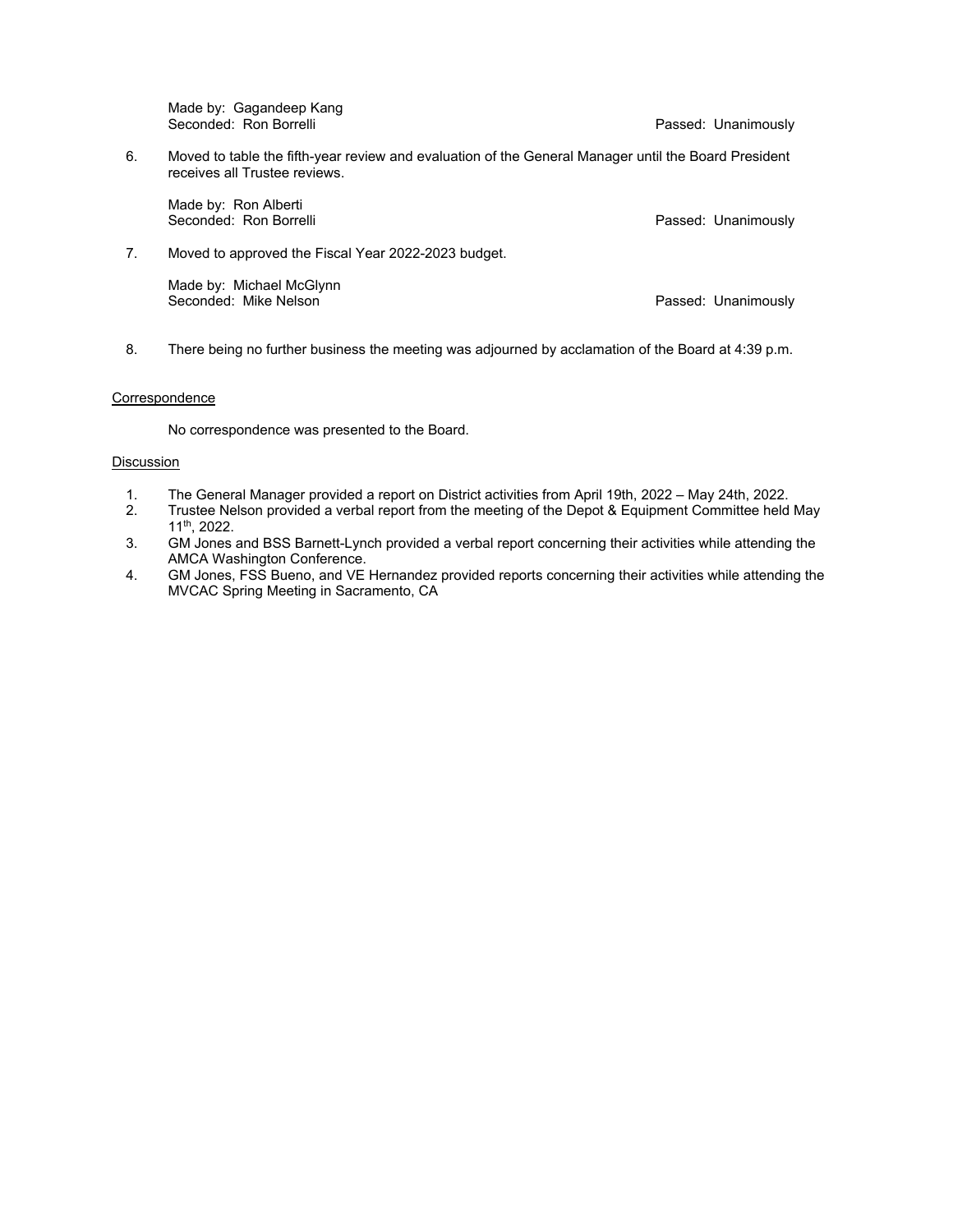Made by: Gagandeep Kang
Seconded: Ron Borrelli Passed: Unanimously

6. Moved to table the fifth-year review and evaluation of the General Manager until the Board President receives all Trustee reviews.

   Made by: Ron Alberti
   Seconded: Ron Borrelli Passed: Unanimously

7. Moved to approved the Fiscal Year 2022-2023 budget.

   Made by: Michael McGlynn
   Seconded: Mike Nelson Passed: Unanimously

8. There being no further business the meeting was adjourned by acclamation of the Board at 4:39 p.m.

<u>Correspondence</u>

No correspondence was presented to the Board.

<u>Discussion</u>

1. The General Manager provided a report on District activities from April 19th, 2022 – May 24th, 2022.
2. Trustee Nelson provided a verbal report from the meeting of the Depot & Equipment Committee held May 11th, 2022.
3. GM Jones and BSS Barnett-Lynch provided a verbal report concerning their activities while attending the AMCA Washington Conference.
4. GM Jones, FSS Bueno, and VE Hernandez provided reports concerning their activities while attending the MVCAC Spring Meeting in Sacramento, CA